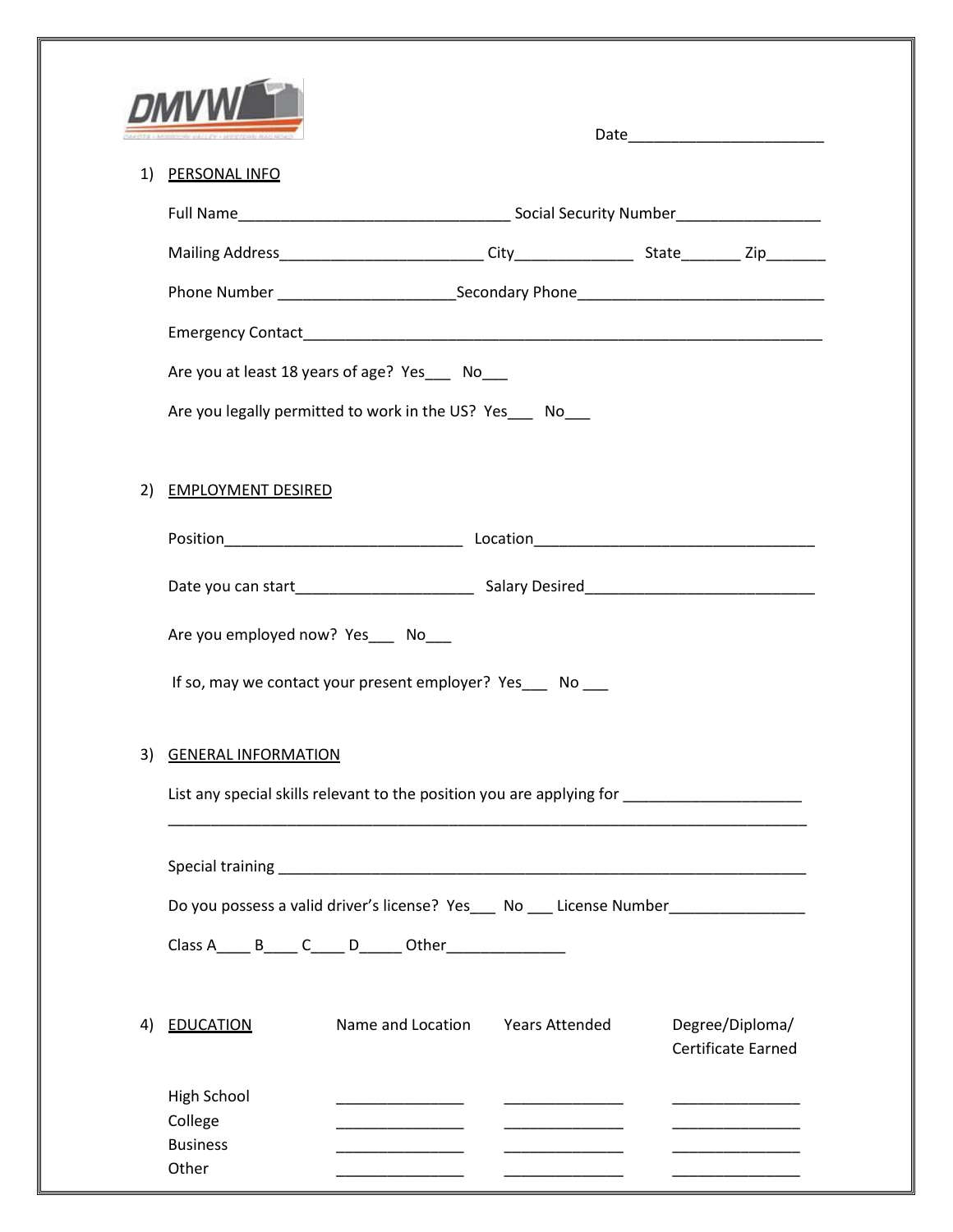DMVW

Date_______________________

1) PERSONAL INFO

Full Name________________________________ Social Security Number_________________

Mailing Address________________________ City______________ State_______ Zip_______

Phone Number ____________________Secondary Phone_____________________________

Emergency Contact_____________________________________________________________

Are you at least 18 years of age? Yes___ No___

Are you legally permitted to work in the US? Yes___ No___

2) EMPLOYMENT DESIRED

Position____________________________ Location_________________________________

Date you can start_____________________ Salary Desired___________________________

Are you employed now? Yes___ No___

If so, may we contact your present employer? Yes___ No ___

3) GENERAL INFORMATION

List any special skills relevant to the position you are applying for _____________________

___________________________________________________________________________

Special training _______________________________________________________________

Do you possess a valid driver's license? Yes___ No ___ License Number________________

Class A____ B____ C____ D_____ Other______________

4) EDUCATION

| | Name and Location | Years Attended | Degree/Diploma/ Certificate Earned |
|---|---|---|---|
| High School | _______________ | ______________ | _______________ |
| College | _______________ | ______________ | _______________ |
| Business | _______________ | ______________ | _______________ |
| Other | _______________ | ______________ | _______________ |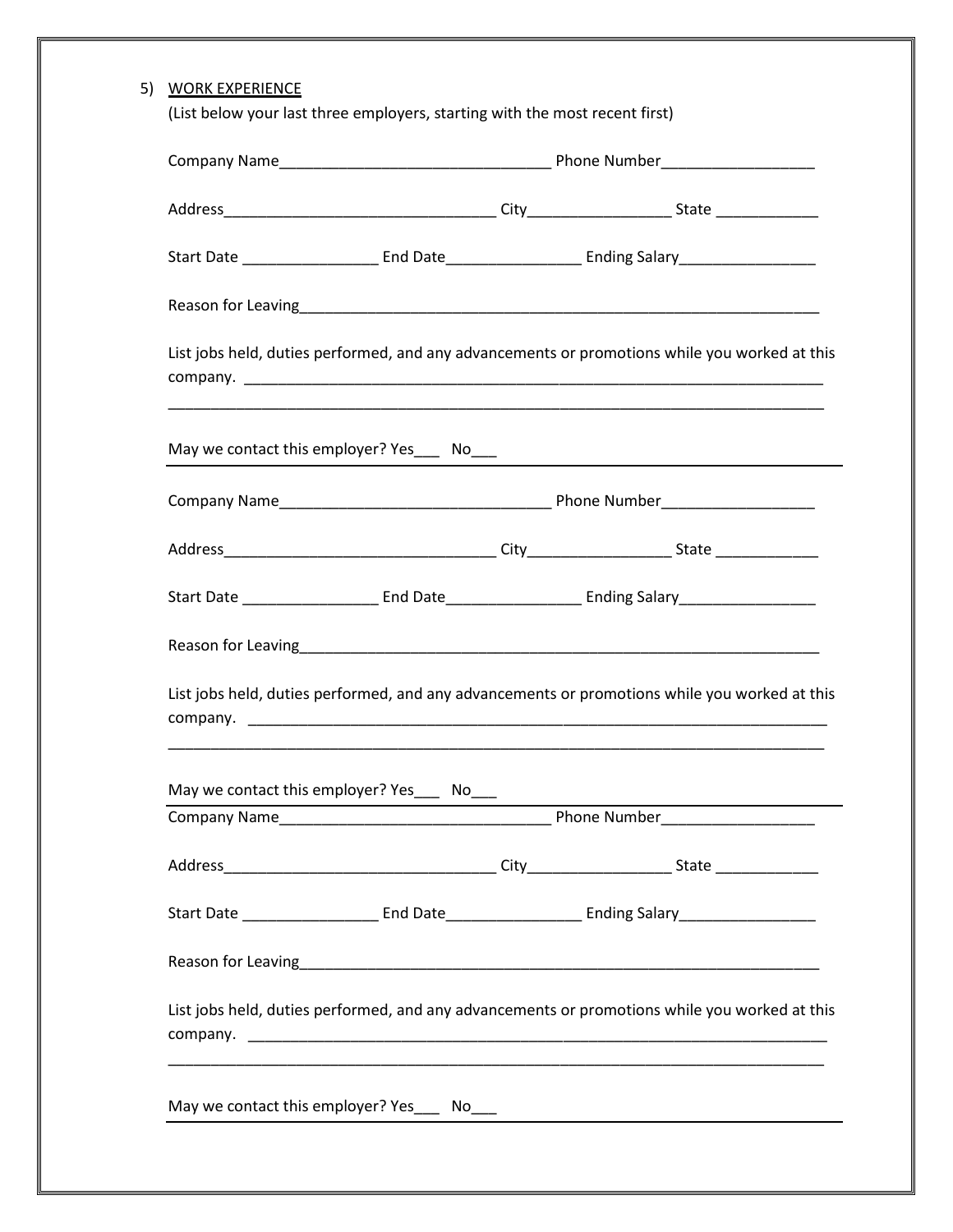5) WORK EXPERIENCE

(List below your last three employers, starting with the most recent first)

Company Name________________________________ Phone Number__________________

Address________________________________ City_________________ State ____________

Start Date ________________ End Date________________ Ending Salary________________

Reason for Leaving_______________________________________________________________

List jobs held, duties performed, and any advancements or promotions while you worked at this company. ______________________________________________________________________

_______________________________________________________________________________

May we contact this employer? Yes___ No___

---

Company Name________________________________ Phone Number__________________

Address________________________________ City_________________ State ____________

Start Date ________________ End Date________________ Ending Salary________________

Reason for Leaving_______________________________________________________________

List jobs held, duties performed, and any advancements or promotions while you worked at this company. ______________________________________________________________________

_______________________________________________________________________________

May we contact this employer? Yes___ No___

---

Company Name________________________________ Phone Number__________________

Address________________________________ City_________________ State ____________

Start Date ________________ End Date________________ Ending Salary________________

Reason for Leaving_______________________________________________________________

List jobs held, duties performed, and any advancements or promotions while you worked at this company. ______________________________________________________________________

_______________________________________________________________________________

May we contact this employer? Yes___ No___

---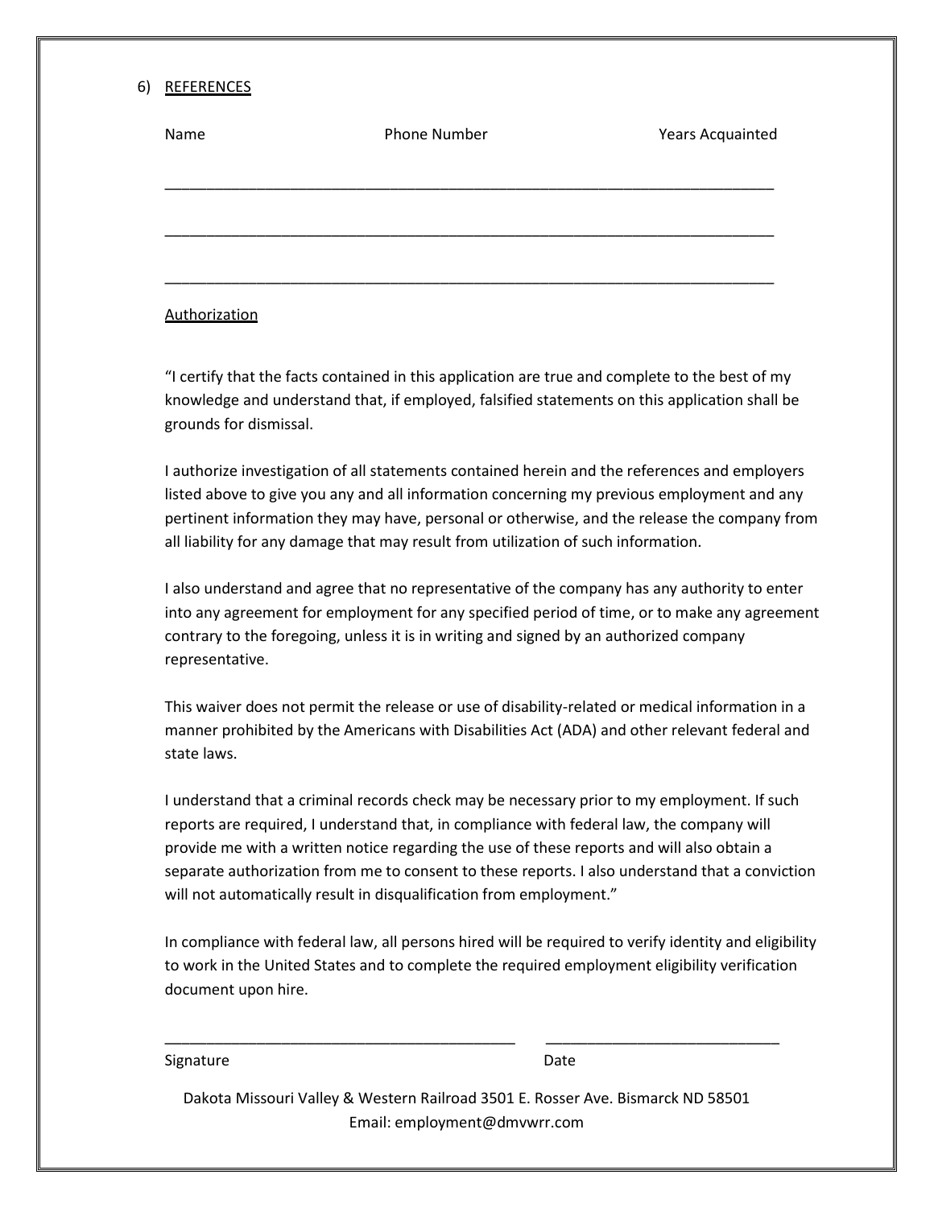6) <u>REFERENCES</u>

| Name | Phone Number | Years Acquainted |
|---|---|---|
| | | |
| | | |
| | | |

<u>Authorization</u>

"I certify that the facts contained in this application are true and complete to the best of my knowledge and understand that, if employed, falsified statements on this application shall be grounds for dismissal.

I authorize investigation of all statements contained herein and the references and employers listed above to give you any and all information concerning my previous employment and any pertinent information they may have, personal or otherwise, and the release the company from all liability for any damage that may result from utilization of such information.

I also understand and agree that no representative of the company has any authority to enter into any agreement for employment for any specified period of time, or to make any agreement contrary to the foregoing, unless it is in writing and signed by an authorized company representative.

This waiver does not permit the release or use of disability-related or medical information in a manner prohibited by the Americans with Disabilities Act (ADA) and other relevant federal and state laws.

I understand that a criminal records check may be necessary prior to my employment. If such reports are required, I understand that, in compliance with federal law, the company will provide me with a written notice regarding the use of these reports and will also obtain a separate authorization from me to consent to these reports. I also understand that a conviction will not automatically result in disqualification from employment."

In compliance with federal law, all persons hired will be required to verify identity and eligibility to work in the United States and to complete the required employment eligibility verification document upon hire.

___________________________________________ ____________________________

Signature Date

Dakota Missouri Valley & Western Railroad 3501 E. Rosser Ave. Bismarck ND 58501
Email: employment@dmvwrr.com